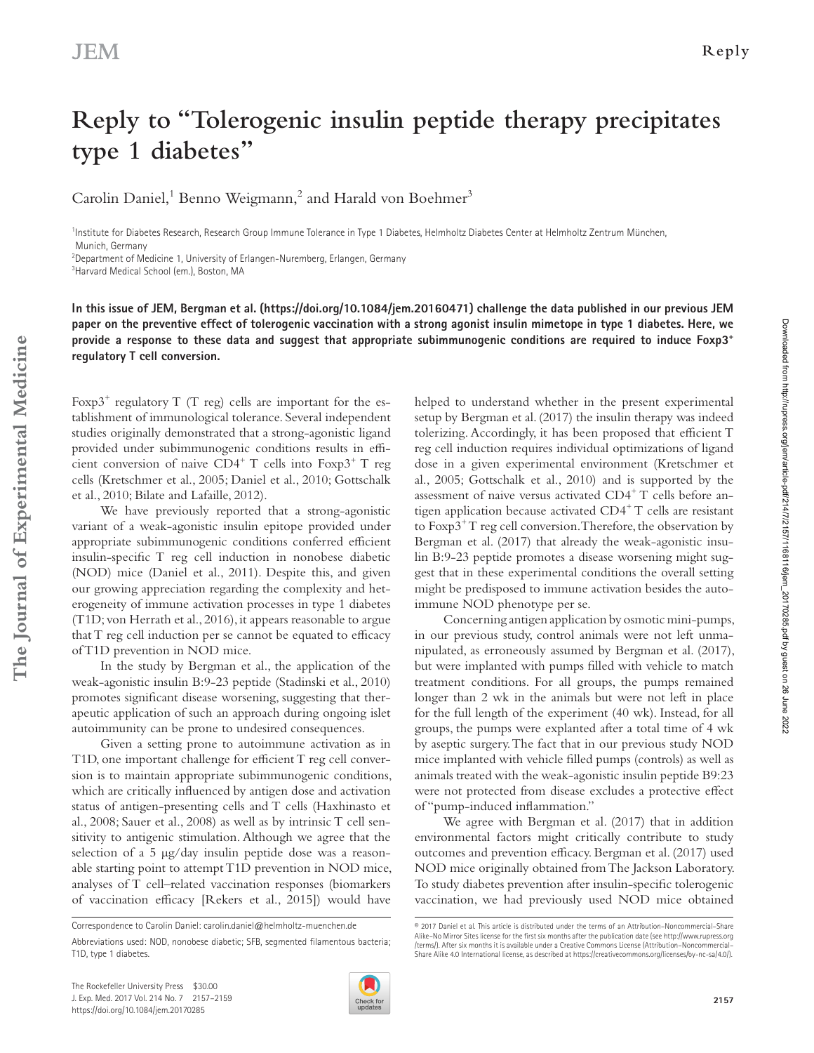# Reply to "Tolerogenic insulin peptide therapy precipitates type 1 diabetes"

Carolin Daniel,[1] Benno Weigmann,[2] and Harald von Boehmer[3]

[1]Institute for Diabetes Research, Research Group Immune Tolerance in Type 1 Diabetes, Helmholtz Diabetes Center at Helmholtz Zentrum München, Munich, Germany
[2]Department of Medicine 1, University of Erlangen-Nuremberg, Erlangen, Germany
[3]Harvard Medical School (em.), Boston, MA

**In this issue of JEM, Bergman et al. (https://doi.org/10.1084/jem.20160471) challenge the data published in our previous JEM paper on the preventive effect of tolerogenic vaccination with a strong agonist insulin mimetope in type 1 diabetes. Here, we provide a response to these data and suggest that appropriate subimmunogenic conditions are required to induce Foxp3+ regulatory T cell conversion.**

Foxp3+ regulatory T (T reg) cells are important for the establishment of immunological tolerance. Several independent studies originally demonstrated that a strong-agonistic ligand provided under subimmunogenic conditions results in efficient conversion of naive CD4+ T cells into Foxp3+ T reg cells (Kretschmer et al., 2005; Daniel et al., 2010; Gottschalk et al., 2010; Bilate and Lafaille, 2012).

We have previously reported that a strong-agonistic variant of a weak-agonistic insulin epitope provided under appropriate subimmunogenic conditions conferred efficient insulin-specific T reg cell induction in nonobese diabetic (NOD) mice (Daniel et al., 2011). Despite this, and given our growing appreciation regarding the complexity and heterogeneity of immune activation processes in type 1 diabetes (T1D; von Herrath et al., 2016), it appears reasonable to argue that T reg cell induction per se cannot be equated to efficacy of T1D prevention in NOD mice.

In the study by Bergman et al., the application of the weak-agonistic insulin B:9-23 peptide (Stadinski et al., 2010) promotes significant disease worsening, suggesting that therapeutic application of such an approach during ongoing islet autoimmunity can be prone to undesired consequences.

Given a setting prone to autoimmune activation as in T1D, one important challenge for efficient T reg cell conversion is to maintain appropriate subimmunogenic conditions, which are critically influenced by antigen dose and activation status of antigen-presenting cells and T cells (Haxhinasto et al., 2008; Sauer et al., 2008) as well as by intrinsic T cell sensitivity to antigenic stimulation. Although we agree that the selection of a 5 µg/day insulin peptide dose was a reasonable starting point to attempt T1D prevention in NOD mice, analyses of T cell–related vaccination responses (biomarkers of vaccination efficacy [Rekers et al., 2015]) would have helped to understand whether in the present experimental setup by Bergman et al. (2017) the insulin therapy was indeed tolerizing. Accordingly, it has been proposed that efficient T reg cell induction requires individual optimizations of ligand dose in a given experimental environment (Kretschmer et al., 2005; Gottschalk et al., 2010) and is supported by the assessment of naive versus activated CD4+ T cells before antigen application because activated CD4+ T cells are resistant to Foxp3+ T reg cell conversion. Therefore, the observation by Bergman et al. (2017) that already the weak-agonistic insulin B:9-23 peptide promotes a disease worsening might suggest that in these experimental conditions the overall setting might be predisposed to immune activation besides the autoimmune NOD phenotype per se.

Concerning antigen application by osmotic mini-pumps, in our previous study, control animals were not left unmanipulated, as erroneously assumed by Bergman et al. (2017), but were implanted with pumps filled with vehicle to match treatment conditions. For all groups, the pumps remained longer than 2 wk in the animals but were not left in place for the full length of the experiment (40 wk). Instead, for all groups, the pumps were explanted after a total time of 4 wk by aseptic surgery. The fact that in our previous study NOD mice implanted with vehicle filled pumps (controls) as well as animals treated with the weak-agonistic insulin peptide B9:23 were not protected from disease excludes a protective effect of "pump-induced inflammation."

We agree with Bergman et al. (2017) that in addition environmental factors might critically contribute to study outcomes and prevention efficacy. Bergman et al. (2017) used NOD mice originally obtained from The Jackson Laboratory. To study diabetes prevention after insulin-specific tolerogenic vaccination, we had previously used NOD mice obtained

Correspondence to Carolin Daniel: carolin.daniel@helmholtz-muenchen.de

Abbreviations used: NOD, nonobese diabetic; SFB, segmented filamentous bacteria; T1D, type 1 diabetes.

© 2017 Daniel et al. This article is distributed under the terms of an Attribution–Noncommercial–Share Alike–No Mirror Sites license for the first six months after the publication date (see http://www.rupress.org/terms/). After six months it is available under a Creative Commons License (Attribution–Noncommercial–Share Alike 4.0 International license, as described at https://creativecommons.org/licenses/by-nc-sa/4.0/).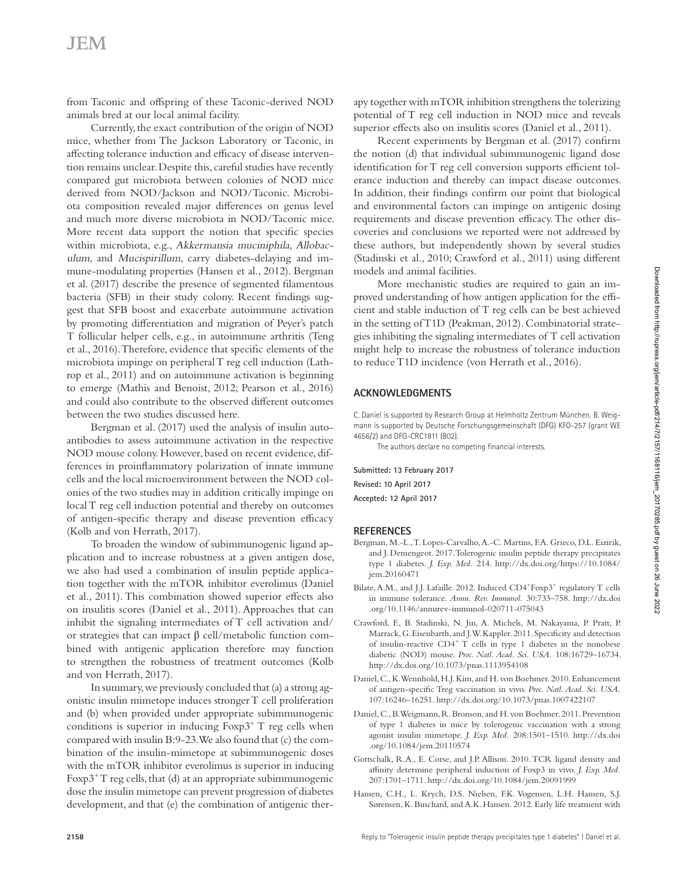from Taconic and offspring of these Taconic-derived NOD animals bred at our local animal facility.

Currently, the exact contribution of the origin of NOD mice, whether from The Jackson Laboratory or Taconic, in affecting tolerance induction and efficacy of disease intervention remains unclear. Despite this, careful studies have recently compared gut microbiota between colonies of NOD mice derived from NOD/Jackson and NOD/Taconic. Microbiota composition revealed major differences on genus level and much more diverse microbiota in NOD/Taconic mice. More recent data support the notion that specific species within microbiota, e.g., *Akkermansia muciniphila*, *Allobaculum*, and *Mucispirillum*, carry diabetes-delaying and immune-modulating properties (Hansen et al., 2012). Bergman et al. (2017) describe the presence of segmented filamentous bacteria (SFB) in their study colony. Recent findings suggest that SFB boost and exacerbate autoimmune activation by promoting differentiation and migration of Peyer's patch T follicular helper cells, e.g., in autoimmune arthritis (Teng et al., 2016). Therefore, evidence that specific elements of the microbiota impinge on peripheral T reg cell induction (Lathrop et al., 2011) and on autoimmune activation is beginning to emerge (Mathis and Benoist, 2012; Pearson et al., 2016) and could also contribute to the observed different outcomes between the two studies discussed here.

Bergman et al. (2017) used the analysis of insulin autoantibodies to assess autoimmune activation in the respective NOD mouse colony. However, based on recent evidence, differences in proinflammatory polarization of innate immune cells and the local microenvironment between the NOD colonies of the two studies may in addition critically impinge on local T reg cell induction potential and thereby on outcomes of antigen-specific therapy and disease prevention efficacy (Kolb and von Herrath, 2017).

To broaden the window of subimmunogenic ligand application and to increase robustness at a given antigen dose, we also had used a combination of insulin peptide application together with the mTOR inhibitor everolimus (Daniel et al., 2011). This combination showed superior effects also on insulitis scores (Daniel et al., 2011). Approaches that can inhibit the signaling intermediates of T cell activation and/or strategies that can impact β cell/metabolic function combined with antigenic application therefore may function to strengthen the robustness of treatment outcomes (Kolb and von Herrath, 2017).

In summary, we previously concluded that (a) a strong agonistic insulin mimetope induces stronger T cell proliferation and (b) when provided under appropriate subimmunogenic conditions is superior in inducing Foxp3$^+$ T reg cells when compared with insulin B:9-23. We also found that (c) the combination of the insulin-mimetope at subimmunogenic doses with the mTOR inhibitor everolimus is superior in inducing Foxp3$^+$ T reg cells, that (d) at an appropriate subimmunogenic dose the insulin mimetope can prevent progression of diabetes development, and that (e) the combination of antigenic therapy together with mTOR inhibition strengthens the tolerizing potential of T reg cell induction in NOD mice and reveals superior effects also on insulitis scores (Daniel et al., 2011).

Recent experiments by Bergman et al. (2017) confirm the notion (d) that individual subimmunogenic ligand dose identification for T reg cell conversion supports efficient tolerance induction and thereby can impact disease outcomes. In addition, their findings confirm our point that biological and environmental factors can impinge on antigenic dosing requirements and disease prevention efficacy. The other discoveries and conclusions we reported were not addressed by these authors, but independently shown by several studies (Stadinski et al., 2010; Crawford et al., 2011) using different models and animal facilities.

More mechanistic studies are required to gain an improved understanding of how antigen application for the efficient and stable induction of T reg cells can be best achieved in the setting of T1D (Peakman, 2012). Combinatorial strategies inhibiting the signaling intermediates of T cell activation might help to increase the robustness of tolerance induction to reduce T1D incidence (von Herrath et al., 2016).

## ACKNOWLEDGMENTS

C. Daniel is supported by Research Group at Helmholtz Zentrum München. B. Weigmann is supported by Deutsche Forschungsgemeinschaft (DFG) KFO-257 (grant WE 4656/2) and DFG-CRC1811 (B02).

The authors declare no competing financial interests.

**Submitted: 13 February 2017**

**Revised: 10 April 2017**

**Accepted: 12 April 2017**

## REFERENCES

Bergman, M.-L., T. Lopes-Carvalho, A.-C. Martins, F.A. Grieco, D.L. Eizirik, and J. Demengeot. 2017. Tolerogenic insulin peptide therapy precipitates type 1 diabetes. *J. Exp. Med.* 214. http://dx.doi.org/https://10.1084/jem.20160471

Bilate, A.M., and J.J. Lafaille. 2012. Induced CD4$^+$Foxp3$^+$ regulatory T cells in immune tolerance. *Annu. Rev. Immunol.* 30:733–758. http://dx.doi.org/10.1146/annurev-immunol-020711-075043

Crawford, F., B. Stadinski, N. Jin, A. Michels, M. Nakayama, P. Pratt, P. Marrack, G. Eisenbarth, and J.W. Kappler. 2011. Specificity and detection of insulin-reactive CD4$^+$ T cells in type 1 diabetes in the nonobese diabetic (NOD) mouse. *Proc. Natl. Acad. Sci. USA.* 108:16729–16734. http://dx.doi.org/10.1073/pnas.1113954108

Daniel, C., K. Wennhold, H.J. Kim, and H. von Boehmer. 2010. Enhancement of antigen-specific Treg vaccination in vivo. *Proc. Natl. Acad. Sci. USA.* 107:16246–16251. http://dx.doi.org/10.1073/pnas.1007422107

Daniel, C., B. Weigmann, R. Bronson, and H. von Boehmer. 2011. Prevention of type 1 diabetes in mice by tolerogenic vaccination with a strong agonist insulin mimetope. *J. Exp. Med.* 208:1501–1510. http://dx.doi.org/10.1084/jem.20110574

Gottschalk, R.A., E. Corse, and J.P. Allison. 2010. TCR ligand density and affinity determine peripheral induction of Foxp3 in vivo. *J. Exp. Med.* 207:1701–1711. http://dx.doi.org/10.1084/jem.20091999

Hansen, C.H., L. Krych, D.S. Nielsen, F.K. Vogensen, L.H. Hansen, S.J. Sørensen, K. Buschard, and A.K. Hansen. 2012. Early life treatment with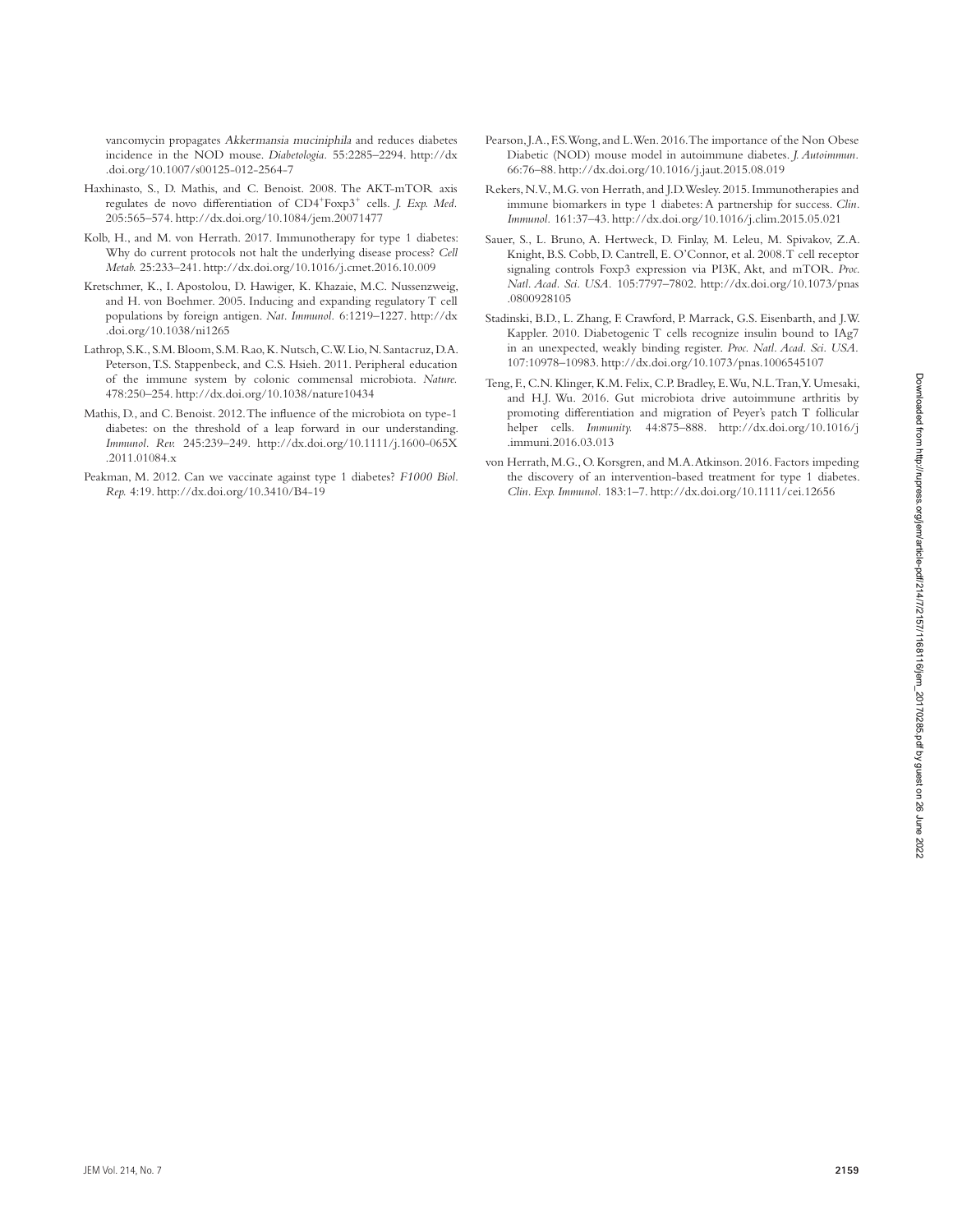vancomycin propagates *Akkermansia muciniphila* and reduces diabetes incidence in the NOD mouse. *Diabetologia.* 55:2285–2294. http://dx.doi.org/10.1007/s00125-012-2564-7

Haxhinasto, S., D. Mathis, and C. Benoist. 2008. The AKT-mTOR axis regulates de novo differentiation of CD4$^{+}$Foxp3$^{+}$ cells. *J. Exp. Med.* 205:565–574. http://dx.doi.org/10.1084/jem.20071477

Kolb, H., and M. von Herrath. 2017. Immunotherapy for type 1 diabetes: Why do current protocols not halt the underlying disease process? *Cell Metab.* 25:233–241. http://dx.doi.org/10.1016/j.cmet.2016.10.009

Kretschmer, K., I. Apostolou, D. Hawiger, K. Khazaie, M.C. Nussenzweig, and H. von Boehmer. 2005. Inducing and expanding regulatory T cell populations by foreign antigen. *Nat. Immunol.* 6:1219–1227. http://dx.doi.org/10.1038/ni1265

Lathrop, S.K., S.M. Bloom, S.M. Rao, K. Nutsch, C.W. Lio, N. Santacruz, D.A. Peterson, T.S. Stappenbeck, and C.S. Hsieh. 2011. Peripheral education of the immune system by colonic commensal microbiota. *Nature.* 478:250–254. http://dx.doi.org/10.1038/nature10434

Mathis, D., and C. Benoist. 2012. The influence of the microbiota on type-1 diabetes: on the threshold of a leap forward in our understanding. *Immunol. Rev.* 245:239–249. http://dx.doi.org/10.1111/j.1600-065X.2011.01084.x

Peakman, M. 2012. Can we vaccinate against type 1 diabetes? *F1000 Biol. Rep.* 4:19. http://dx.doi.org/10.3410/B4-19

Pearson, J.A., F.S. Wong, and L. Wen. 2016. The importance of the Non Obese Diabetic (NOD) mouse model in autoimmune diabetes. *J. Autoimmun.* 66:76–88. http://dx.doi.org/10.1016/j.jaut.2015.08.019

Rekers, N.V., M.G. von Herrath, and J.D. Wesley. 2015. Immunotherapies and immune biomarkers in type 1 diabetes: A partnership for success. *Clin. Immunol.* 161:37–43. http://dx.doi.org/10.1016/j.clim.2015.05.021

Sauer, S., L. Bruno, A. Hertweck, D. Finlay, M. Leleu, M. Spivakov, Z.A. Knight, B.S. Cobb, D. Cantrell, E. O'Connor, et al. 2008. T cell receptor signaling controls Foxp3 expression via PI3K, Akt, and mTOR. *Proc. Natl. Acad. Sci. USA.* 105:7797–7802. http://dx.doi.org/10.1073/pnas.0800928105

Stadinski, B.D., L. Zhang, F. Crawford, P. Marrack, G.S. Eisenbarth, and J.W. Kappler. 2010. Diabetogenic T cells recognize insulin bound to IAg7 in an unexpected, weakly binding register. *Proc. Natl. Acad. Sci. USA.* 107:10978–10983. http://dx.doi.org/10.1073/pnas.1006545107

Teng, F., C.N. Klinger, K.M. Felix, C.P. Bradley, E. Wu, N.L. Tran, Y. Umesaki, and H.J. Wu. 2016. Gut microbiota drive autoimmune arthritis by promoting differentiation and migration of Peyer's patch T follicular helper cells. *Immunity.* 44:875–888. http://dx.doi.org/10.1016/j.immuni.2016.03.013

von Herrath, M.G., O. Korsgren, and M.A. Atkinson. 2016. Factors impeding the discovery of an intervention-based treatment for type 1 diabetes. *Clin. Exp. Immunol.* 183:1–7. http://dx.doi.org/10.1111/cei.12656